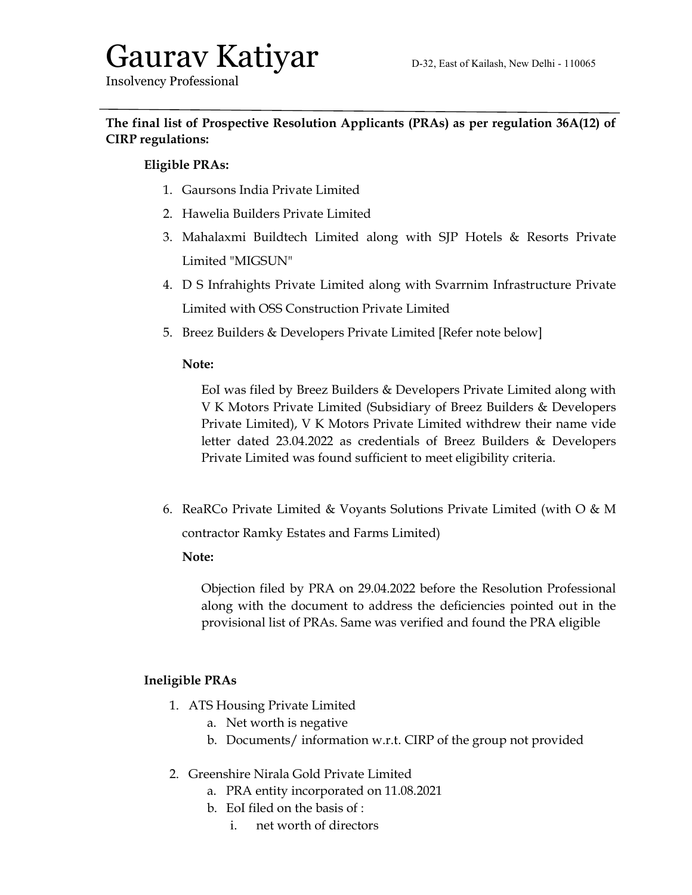# Gaurav Katiyar

Insolvency Professional

D-32, East of Kailash, New Delhi - 110065

---

**The final list of Prospective Resolution Applicants (PRAs) as per regulation 36A(12) of CIRP regulations:**

**Eligible PRAs:**

1. Gaursons India Private Limited
2. Hawelia Builders Private Limited
3. Mahalaxmi Buildtech Limited along with SJP Hotels & Resorts Private Limited "MIGSUN"
4. D S Infrahights Private Limited along with Svarrnim Infrastructure Private Limited with OSS Construction Private Limited
5. Breez Builders & Developers Private Limited [Refer note below]

   **Note:**

   EoI was filed by Breez Builders & Developers Private Limited along with V K Motors Private Limited (Subsidiary of Breez Builders & Developers Private Limited), V K Motors Private Limited withdrew their name vide letter dated 23.04.2022 as credentials of Breez Builders & Developers Private Limited was found sufficient to meet eligibility criteria.

6. ReaRCo Private Limited & Voyants Solutions Private Limited (with O & M contractor Ramky Estates and Farms Limited)

   **Note:**

   Objection filed by PRA on 29.04.2022 before the Resolution Professional along with the document to address the deficiencies pointed out in the provisional list of PRAs. Same was verified and found the PRA eligible

**Ineligible PRAs**

1. ATS Housing Private Limited
   a. Net worth is negative
   b. Documents/ information w.r.t. CIRP of the group not provided
2. Greenshire Nirala Gold Private Limited
   a. PRA entity incorporated on 11.08.2021
   b. EoI filed on the basis of :
      i. net worth of directors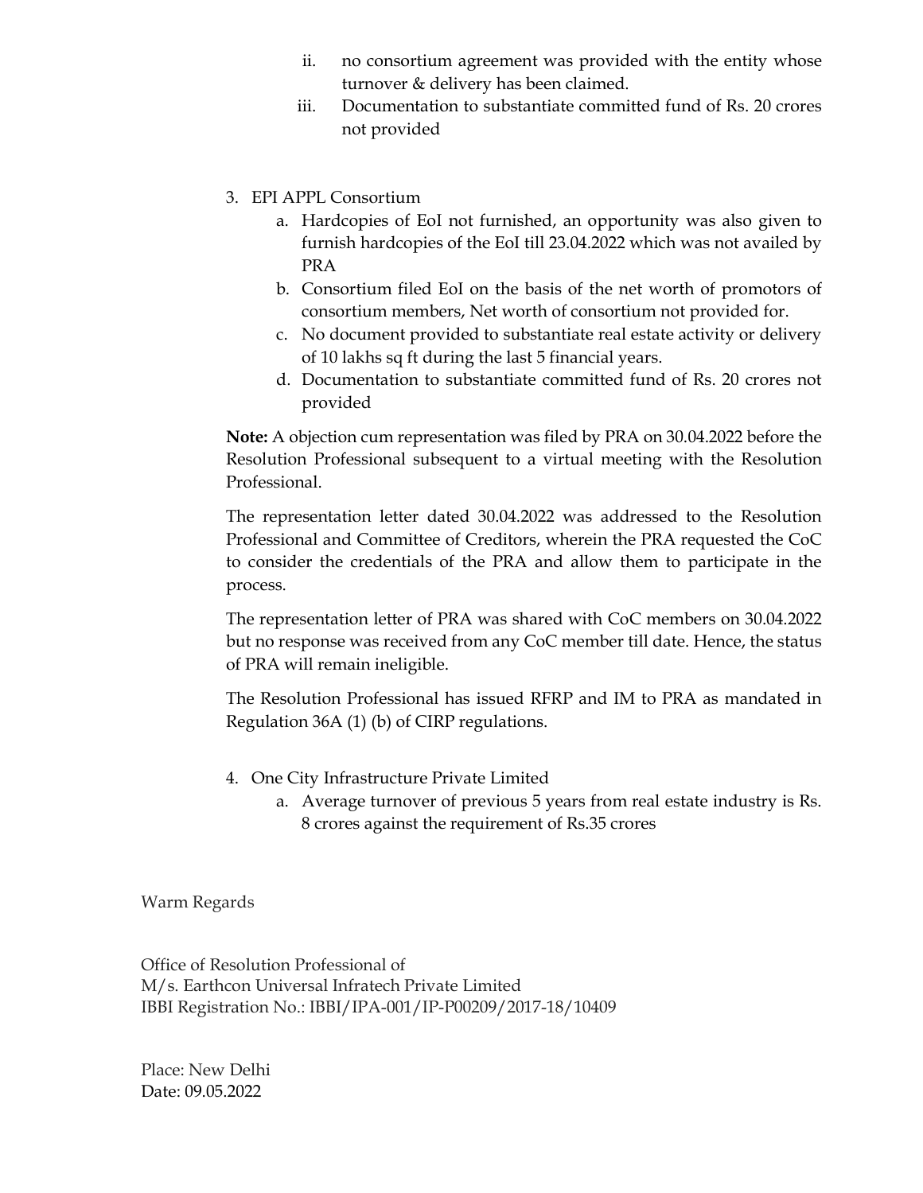ii. no consortium agreement was provided with the entity whose turnover & delivery has been claimed.
   iii. Documentation to substantiate committed fund of Rs. 20 crores not provided

3. EPI APPL Consortium
   a. Hardcopies of EoI not furnished, an opportunity was also given to furnish hardcopies of the EoI till 23.04.2022 which was not availed by PRA
   b. Consortium filed EoI on the basis of the net worth of promotors of consortium members, Net worth of consortium not provided for.
   c. No document provided to substantiate real estate activity or delivery of 10 lakhs sq ft during the last 5 financial years.
   d. Documentation to substantiate committed fund of Rs. 20 crores not provided

   **Note:** A objection cum representation was filed by PRA on 30.04.2022 before the Resolution Professional subsequent to a virtual meeting with the Resolution Professional.

   The representation letter dated 30.04.2022 was addressed to the Resolution Professional and Committee of Creditors, wherein the PRA requested the CoC to consider the credentials of the PRA and allow them to participate in the process.

   The representation letter of PRA was shared with CoC members on 30.04.2022 but no response was received from any CoC member till date. Hence, the status of PRA will remain ineligible.

   The Resolution Professional has issued RFRP and IM to PRA as mandated in Regulation 36A (1) (b) of CIRP regulations.

4. One City Infrastructure Private Limited
   a. Average turnover of previous 5 years from real estate industry is Rs. 8 crores against the requirement of Rs.35 crores

Warm Regards

Office of Resolution Professional of
M/s. Earthcon Universal Infratech Private Limited
IBBI Registration No.: IBBI/IPA-001/IP-P00209/2017-18/10409

Place: New Delhi
Date: 09.05.2022